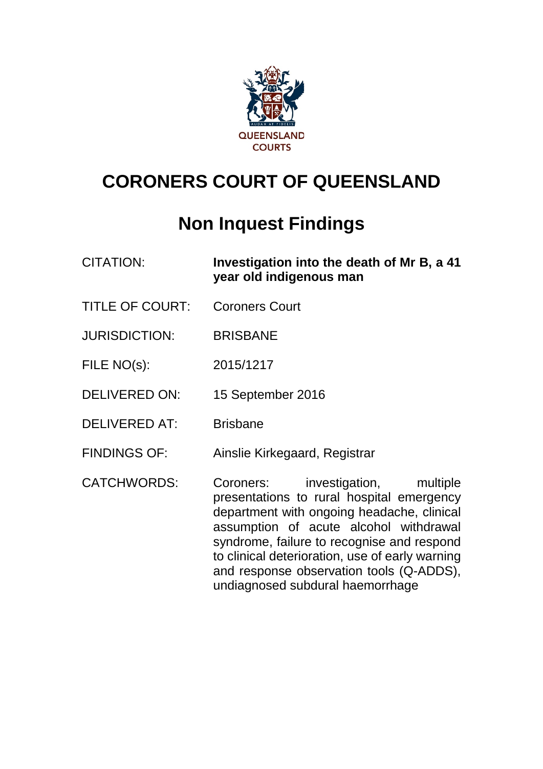QUEENSLAND COURTS

# CORONERS COURT OF QUEENSLAND

## Non Inquest Findings

| | |
|---|---|
| CITATION: | **Investigation into the death of Mr B, a 41 year old indigenous man** |
| TITLE OF COURT: | Coroners Court |
| JURISDICTION: | BRISBANE |
| FILE NO(s): | 2015/1217 |
| DELIVERED ON: | 15 September 2016 |
| DELIVERED AT: | Brisbane |
| FINDINGS OF: | Ainslie Kirkegaard, Registrar |
| CATCHWORDS: | Coroners: investigation, multiple presentations to rural hospital emergency department with ongoing headache, clinical assumption of acute alcohol withdrawal syndrome, failure to recognise and respond to clinical deterioration, use of early warning and response observation tools (Q-ADDS), undiagnosed subdural haemorrhage |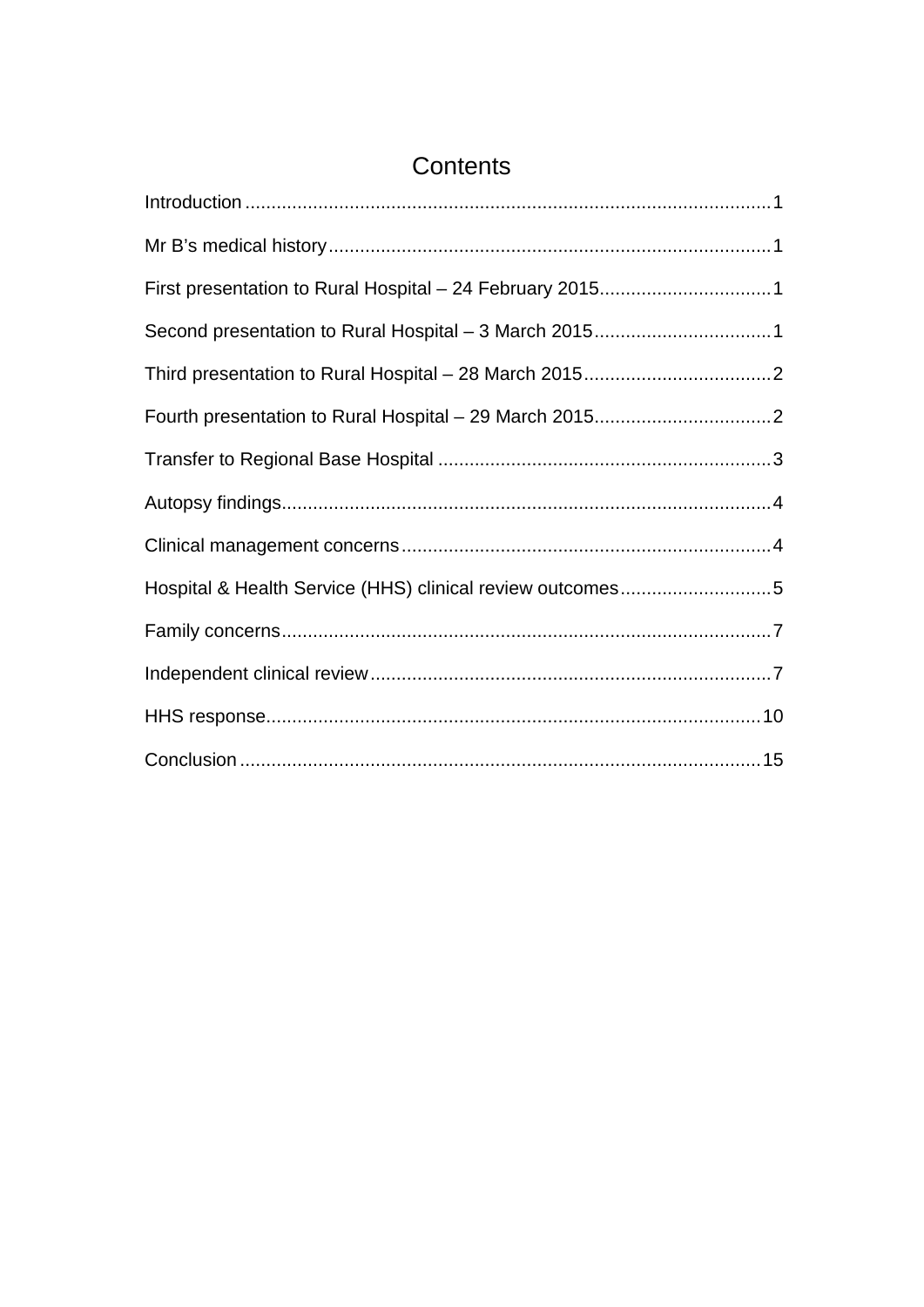# Contents

Introduction .................................................................................................... 1

Mr B's medical history.................................................................................... 1

First presentation to Rural Hospital – 24 February 2015................................. 1

Second presentation to Rural Hospital – 3 March 2015.................................. 1

Third presentation to Rural Hospital – 28 March 2015.................................... 2

Fourth presentation to Rural Hospital – 29 March 2015.................................. 2

Transfer to Regional Base Hospital ................................................................ 3

Autopsy findings............................................................................................. 4

Clinical management concerns....................................................................... 4

Hospital & Health Service (HHS) clinical review outcomes............................. 5

Family concerns.............................................................................................. 7

Independent clinical review............................................................................. 7

HHS response............................................................................................... 10

Conclusion .................................................................................................... 15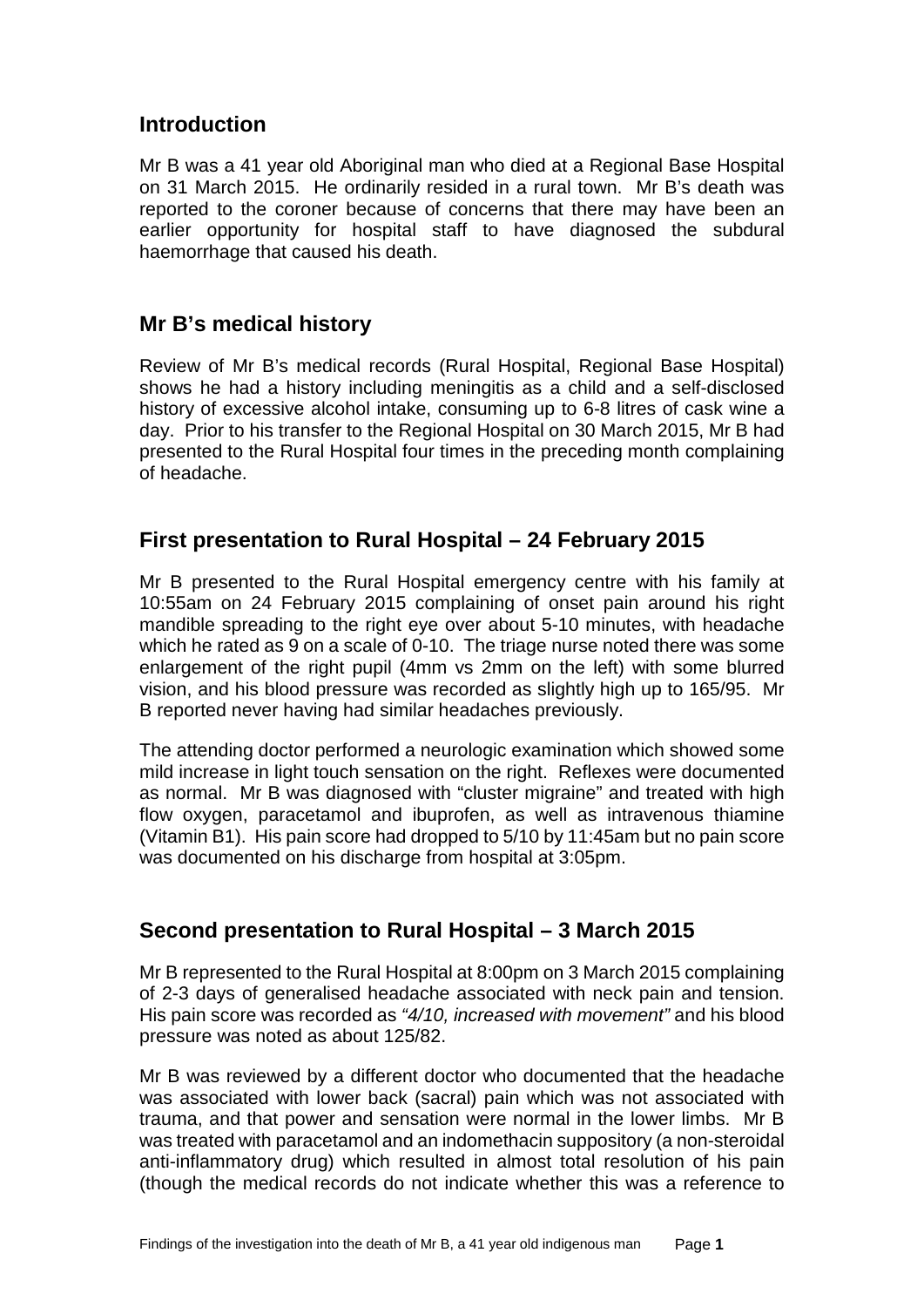## Introduction

Mr B was a 41 year old Aboriginal man who died at a Regional Base Hospital on 31 March 2015. He ordinarily resided in a rural town. Mr B's death was reported to the coroner because of concerns that there may have been an earlier opportunity for hospital staff to have diagnosed the subdural haemorrhage that caused his death.

## Mr B's medical history

Review of Mr B's medical records (Rural Hospital, Regional Base Hospital) shows he had a history including meningitis as a child and a self-disclosed history of excessive alcohol intake, consuming up to 6-8 litres of cask wine a day. Prior to his transfer to the Regional Hospital on 30 March 2015, Mr B had presented to the Rural Hospital four times in the preceding month complaining of headache.

## First presentation to Rural Hospital – 24 February 2015

Mr B presented to the Rural Hospital emergency centre with his family at 10:55am on 24 February 2015 complaining of onset pain around his right mandible spreading to the right eye over about 5-10 minutes, with headache which he rated as 9 on a scale of 0-10. The triage nurse noted there was some enlargement of the right pupil (4mm vs 2mm on the left) with some blurred vision, and his blood pressure was recorded as slightly high up to 165/95. Mr B reported never having had similar headaches previously.

The attending doctor performed a neurologic examination which showed some mild increase in light touch sensation on the right. Reflexes were documented as normal. Mr B was diagnosed with "cluster migraine" and treated with high flow oxygen, paracetamol and ibuprofen, as well as intravenous thiamine (Vitamin B1). His pain score had dropped to 5/10 by 11:45am but no pain score was documented on his discharge from hospital at 3:05pm.

## Second presentation to Rural Hospital – 3 March 2015

Mr B represented to the Rural Hospital at 8:00pm on 3 March 2015 complaining of 2-3 days of generalised headache associated with neck pain and tension. His pain score was recorded as *"4/10, increased with movement"* and his blood pressure was noted as about 125/82.

Mr B was reviewed by a different doctor who documented that the headache was associated with lower back (sacral) pain which was not associated with trauma, and that power and sensation were normal in the lower limbs. Mr B was treated with paracetamol and an indomethacin suppository (a non-steroidal anti-inflammatory drug) which resulted in almost total resolution of his pain (though the medical records do not indicate whether this was a reference to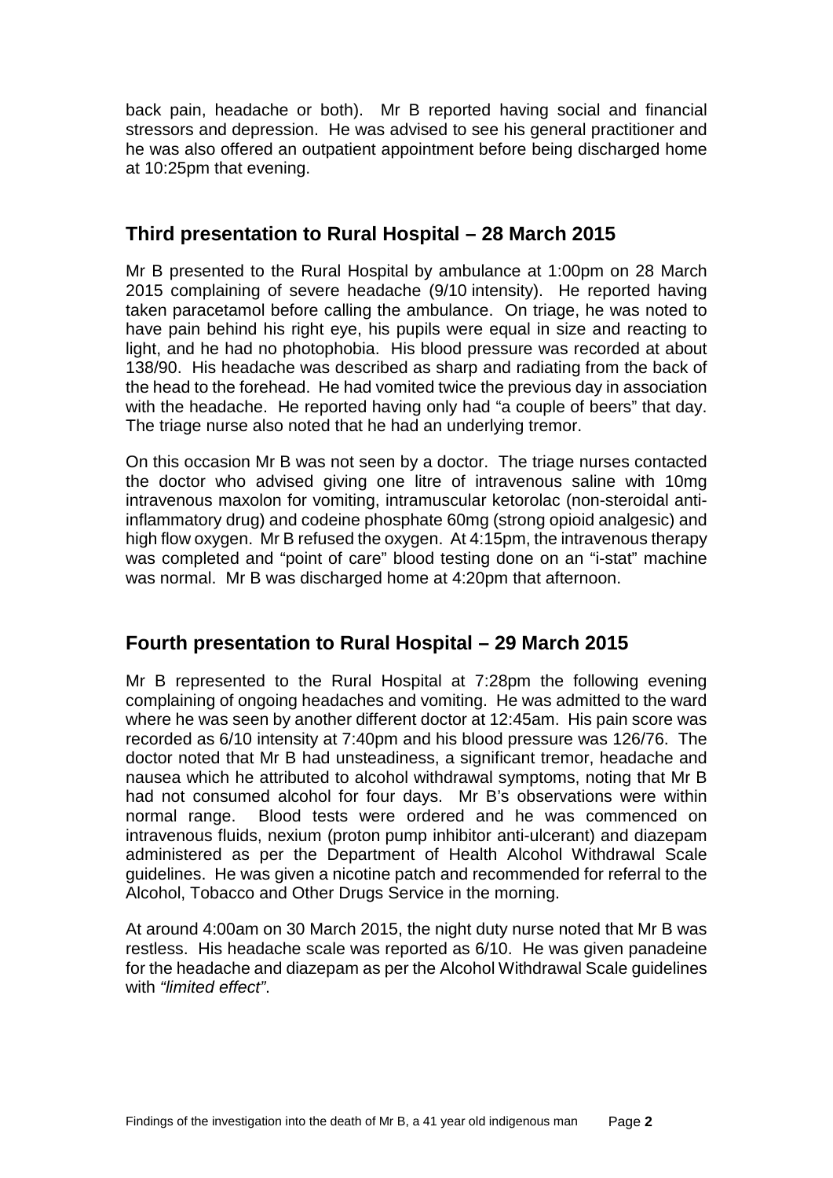back pain, headache or both). Mr B reported having social and financial stressors and depression. He was advised to see his general practitioner and he was also offered an outpatient appointment before being discharged home at 10:25pm that evening.

## Third presentation to Rural Hospital – 28 March 2015

Mr B presented to the Rural Hospital by ambulance at 1:00pm on 28 March 2015 complaining of severe headache (9/10 intensity). He reported having taken paracetamol before calling the ambulance. On triage, he was noted to have pain behind his right eye, his pupils were equal in size and reacting to light, and he had no photophobia. His blood pressure was recorded at about 138/90. His headache was described as sharp and radiating from the back of the head to the forehead. He had vomited twice the previous day in association with the headache. He reported having only had "a couple of beers" that day. The triage nurse also noted that he had an underlying tremor.

On this occasion Mr B was not seen by a doctor. The triage nurses contacted the doctor who advised giving one litre of intravenous saline with 10mg intravenous maxolon for vomiting, intramuscular ketorolac (non-steroidal anti-inflammatory drug) and codeine phosphate 60mg (strong opioid analgesic) and high flow oxygen. Mr B refused the oxygen. At 4:15pm, the intravenous therapy was completed and "point of care" blood testing done on an "i-stat" machine was normal. Mr B was discharged home at 4:20pm that afternoon.

## Fourth presentation to Rural Hospital – 29 March 2015

Mr B represented to the Rural Hospital at 7:28pm the following evening complaining of ongoing headaches and vomiting. He was admitted to the ward where he was seen by another different doctor at 12:45am. His pain score was recorded as 6/10 intensity at 7:40pm and his blood pressure was 126/76. The doctor noted that Mr B had unsteadiness, a significant tremor, headache and nausea which he attributed to alcohol withdrawal symptoms, noting that Mr B had not consumed alcohol for four days. Mr B's observations were within normal range. Blood tests were ordered and he was commenced on intravenous fluids, nexium (proton pump inhibitor anti-ulcerant) and diazepam administered as per the Department of Health Alcohol Withdrawal Scale guidelines. He was given a nicotine patch and recommended for referral to the Alcohol, Tobacco and Other Drugs Service in the morning.

At around 4:00am on 30 March 2015, the night duty nurse noted that Mr B was restless. His headache scale was reported as 6/10. He was given panadeine for the headache and diazepam as per the Alcohol Withdrawal Scale guidelines with *"limited effect"*.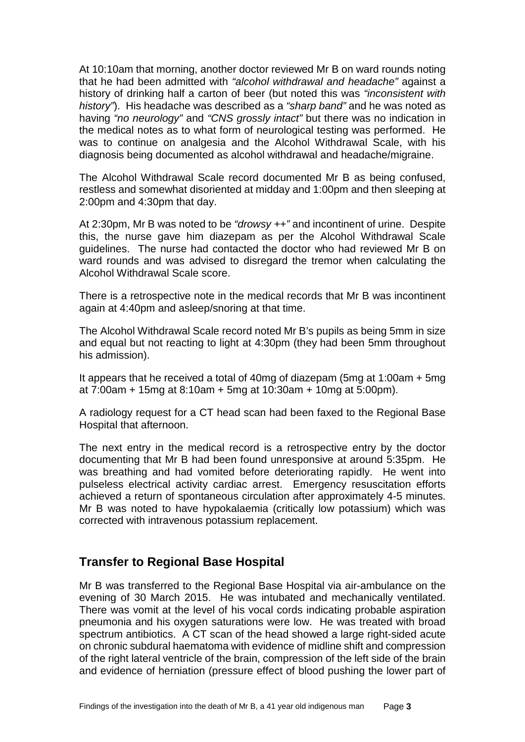At 10:10am that morning, another doctor reviewed Mr B on ward rounds noting that he had been admitted with *"alcohol withdrawal and headache"* against a history of drinking half a carton of beer (but noted this was *"inconsistent with history"*). His headache was described as a *"sharp band"* and he was noted as having *"no neurology"* and *"CNS grossly intact"* but there was no indication in the medical notes as to what form of neurological testing was performed. He was to continue on analgesia and the Alcohol Withdrawal Scale, with his diagnosis being documented as alcohol withdrawal and headache/migraine.

The Alcohol Withdrawal Scale record documented Mr B as being confused, restless and somewhat disoriented at midday and 1:00pm and then sleeping at 2:00pm and 4:30pm that day.

At 2:30pm, Mr B was noted to be *"drowsy ++"* and incontinent of urine. Despite this, the nurse gave him diazepam as per the Alcohol Withdrawal Scale guidelines. The nurse had contacted the doctor who had reviewed Mr B on ward rounds and was advised to disregard the tremor when calculating the Alcohol Withdrawal Scale score.

There is a retrospective note in the medical records that Mr B was incontinent again at 4:40pm and asleep/snoring at that time.

The Alcohol Withdrawal Scale record noted Mr B's pupils as being 5mm in size and equal but not reacting to light at 4:30pm (they had been 5mm throughout his admission).

It appears that he received a total of 40mg of diazepam (5mg at 1:00am + 5mg at 7:00am + 15mg at 8:10am + 5mg at 10:30am + 10mg at 5:00pm).

A radiology request for a CT head scan had been faxed to the Regional Base Hospital that afternoon.

The next entry in the medical record is a retrospective entry by the doctor documenting that Mr B had been found unresponsive at around 5:35pm. He was breathing and had vomited before deteriorating rapidly. He went into pulseless electrical activity cardiac arrest. Emergency resuscitation efforts achieved a return of spontaneous circulation after approximately 4-5 minutes. Mr B was noted to have hypokalaemia (critically low potassium) which was corrected with intravenous potassium replacement.

## Transfer to Regional Base Hospital

Mr B was transferred to the Regional Base Hospital via air-ambulance on the evening of 30 March 2015. He was intubated and mechanically ventilated. There was vomit at the level of his vocal cords indicating probable aspiration pneumonia and his oxygen saturations were low. He was treated with broad spectrum antibiotics. A CT scan of the head showed a large right-sided acute on chronic subdural haematoma with evidence of midline shift and compression of the right lateral ventricle of the brain, compression of the left side of the brain and evidence of herniation (pressure effect of blood pushing the lower part of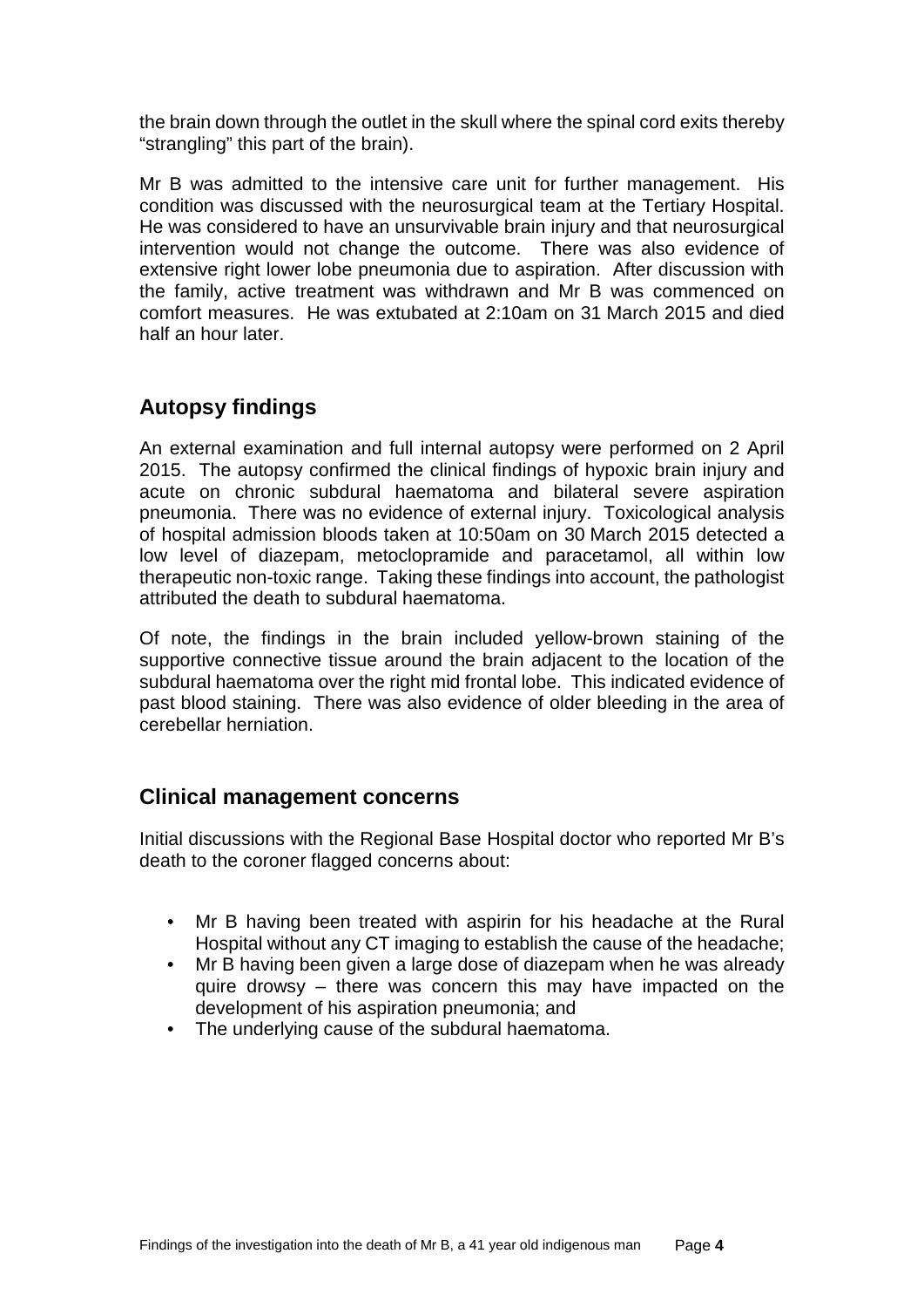the brain down through the outlet in the skull where the spinal cord exits thereby "strangling" this part of the brain).

Mr B was admitted to the intensive care unit for further management. His condition was discussed with the neurosurgical team at the Tertiary Hospital. He was considered to have an unsurvivable brain injury and that neurosurgical intervention would not change the outcome. There was also evidence of extensive right lower lobe pneumonia due to aspiration. After discussion with the family, active treatment was withdrawn and Mr B was commenced on comfort measures. He was extubated at 2:10am on 31 March 2015 and died half an hour later.

## Autopsy findings

An external examination and full internal autopsy were performed on 2 April 2015. The autopsy confirmed the clinical findings of hypoxic brain injury and acute on chronic subdural haematoma and bilateral severe aspiration pneumonia. There was no evidence of external injury. Toxicological analysis of hospital admission bloods taken at 10:50am on 30 March 2015 detected a low level of diazepam, metoclopramide and paracetamol, all within low therapeutic non-toxic range. Taking these findings into account, the pathologist attributed the death to subdural haematoma.

Of note, the findings in the brain included yellow-brown staining of the supportive connective tissue around the brain adjacent to the location of the subdural haematoma over the right mid frontal lobe. This indicated evidence of past blood staining. There was also evidence of older bleeding in the area of cerebellar herniation.

## Clinical management concerns

Initial discussions with the Regional Base Hospital doctor who reported Mr B's death to the coroner flagged concerns about:

- Mr B having been treated with aspirin for his headache at the Rural Hospital without any CT imaging to establish the cause of the headache;
- Mr B having been given a large dose of diazepam when he was already quire drowsy – there was concern this may have impacted on the development of his aspiration pneumonia; and
- The underlying cause of the subdural haematoma.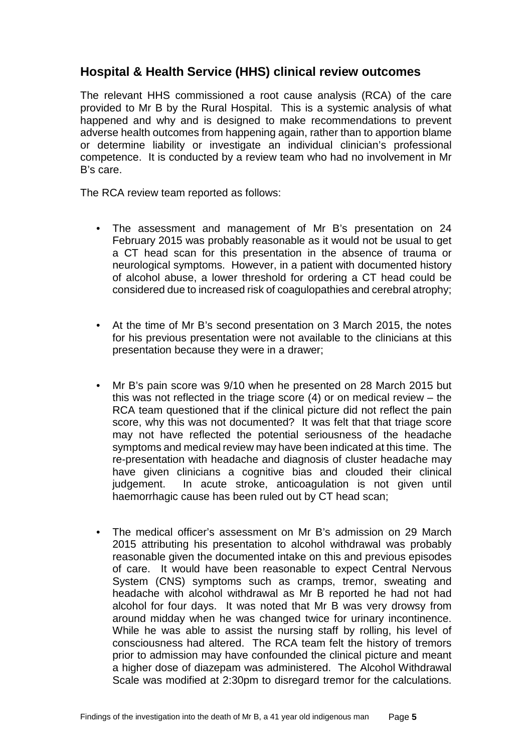## Hospital & Health Service (HHS) clinical review outcomes

The relevant HHS commissioned a root cause analysis (RCA) of the care provided to Mr B by the Rural Hospital. This is a systemic analysis of what happened and why and is designed to make recommendations to prevent adverse health outcomes from happening again, rather than to apportion blame or determine liability or investigate an individual clinician's professional competence. It is conducted by a review team who had no involvement in Mr B's care.

The RCA review team reported as follows:

- The assessment and management of Mr B's presentation on 24 February 2015 was probably reasonable as it would not be usual to get a CT head scan for this presentation in the absence of trauma or neurological symptoms. However, in a patient with documented history of alcohol abuse, a lower threshold for ordering a CT head could be considered due to increased risk of coagulopathies and cerebral atrophy;

- At the time of Mr B's second presentation on 3 March 2015, the notes for his previous presentation were not available to the clinicians at this presentation because they were in a drawer;

- Mr B's pain score was 9/10 when he presented on 28 March 2015 but this was not reflected in the triage score (4) or on medical review – the RCA team questioned that if the clinical picture did not reflect the pain score, why this was not documented? It was felt that that triage score may not have reflected the potential seriousness of the headache symptoms and medical review may have been indicated at this time. The re-presentation with headache and diagnosis of cluster headache may have given clinicians a cognitive bias and clouded their clinical judgement. In acute stroke, anticoagulation is not given until haemorrhagic cause has been ruled out by CT head scan;

- The medical officer's assessment on Mr B's admission on 29 March 2015 attributing his presentation to alcohol withdrawal was probably reasonable given the documented intake on this and previous episodes of care. It would have been reasonable to expect Central Nervous System (CNS) symptoms such as cramps, tremor, sweating and headache with alcohol withdrawal as Mr B reported he had not had alcohol for four days. It was noted that Mr B was very drowsy from around midday when he was changed twice for urinary incontinence. While he was able to assist the nursing staff by rolling, his level of consciousness had altered. The RCA team felt the history of tremors prior to admission may have confounded the clinical picture and meant a higher dose of diazepam was administered. The Alcohol Withdrawal Scale was modified at 2:30pm to disregard tremor for the calculations.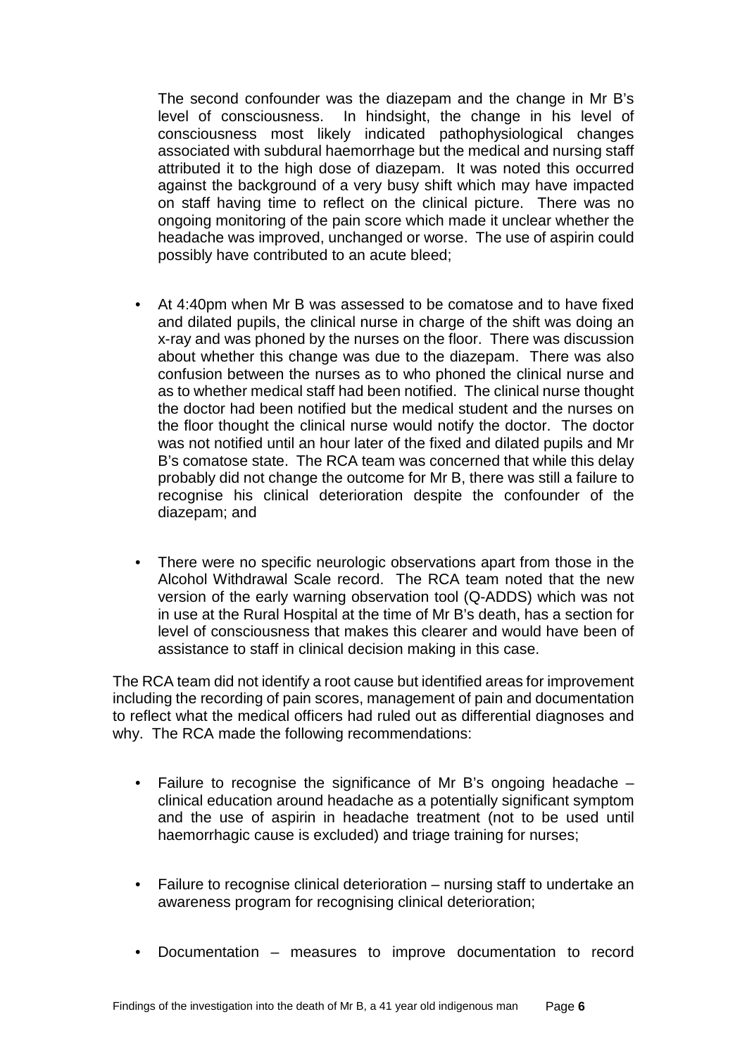The second confounder was the diazepam and the change in Mr B's level of consciousness. In hindsight, the change in his level of consciousness most likely indicated pathophysiological changes associated with subdural haemorrhage but the medical and nursing staff attributed it to the high dose of diazepam. It was noted this occurred against the background of a very busy shift which may have impacted on staff having time to reflect on the clinical picture. There was no ongoing monitoring of the pain score which made it unclear whether the headache was improved, unchanged or worse. The use of aspirin could possibly have contributed to an acute bleed;

- At 4:40pm when Mr B was assessed to be comatose and to have fixed and dilated pupils, the clinical nurse in charge of the shift was doing an x-ray and was phoned by the nurses on the floor. There was discussion about whether this change was due to the diazepam. There was also confusion between the nurses as to who phoned the clinical nurse and as to whether medical staff had been notified. The clinical nurse thought the doctor had been notified but the medical student and the nurses on the floor thought the clinical nurse would notify the doctor. The doctor was not notified until an hour later of the fixed and dilated pupils and Mr B's comatose state. The RCA team was concerned that while this delay probably did not change the outcome for Mr B, there was still a failure to recognise his clinical deterioration despite the confounder of the diazepam; and

- There were no specific neurologic observations apart from those in the Alcohol Withdrawal Scale record. The RCA team noted that the new version of the early warning observation tool (Q-ADDS) which was not in use at the Rural Hospital at the time of Mr B's death, has a section for level of consciousness that makes this clearer and would have been of assistance to staff in clinical decision making in this case.

The RCA team did not identify a root cause but identified areas for improvement including the recording of pain scores, management of pain and documentation to reflect what the medical officers had ruled out as differential diagnoses and why. The RCA made the following recommendations:

- Failure to recognise the significance of Mr B's ongoing headache – clinical education around headache as a potentially significant symptom and the use of aspirin in headache treatment (not to be used until haemorrhagic cause is excluded) and triage training for nurses;

- Failure to recognise clinical deterioration – nursing staff to undertake an awareness program for recognising clinical deterioration;

- Documentation – measures to improve documentation to record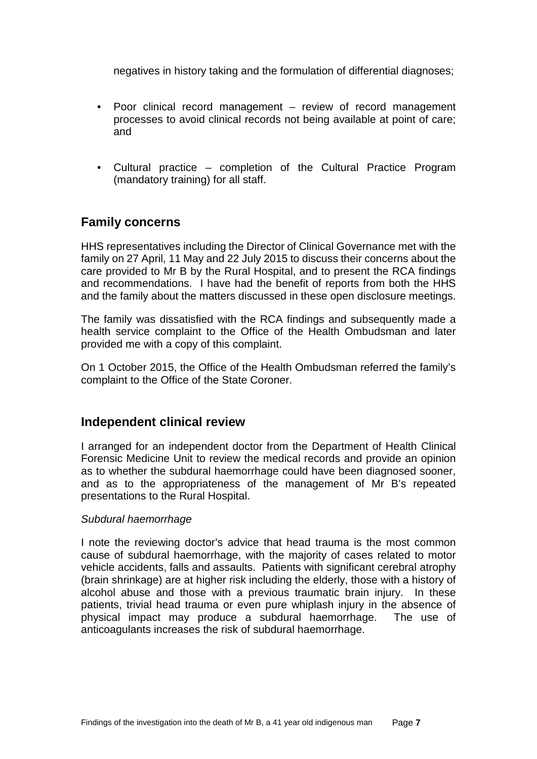negatives in history taking and the formulation of differential diagnoses;

- Poor clinical record management – review of record management processes to avoid clinical records not being available at point of care; and

- Cultural practice – completion of the Cultural Practice Program (mandatory training) for all staff.

## Family concerns

HHS representatives including the Director of Clinical Governance met with the family on 27 April, 11 May and 22 July 2015 to discuss their concerns about the care provided to Mr B by the Rural Hospital, and to present the RCA findings and recommendations. I have had the benefit of reports from both the HHS and the family about the matters discussed in these open disclosure meetings.

The family was dissatisfied with the RCA findings and subsequently made a health service complaint to the Office of the Health Ombudsman and later provided me with a copy of this complaint.

On 1 October 2015, the Office of the Health Ombudsman referred the family's complaint to the Office of the State Coroner.

## Independent clinical review

I arranged for an independent doctor from the Department of Health Clinical Forensic Medicine Unit to review the medical records and provide an opinion as to whether the subdural haemorrhage could have been diagnosed sooner, and as to the appropriateness of the management of Mr B's repeated presentations to the Rural Hospital.

*Subdural haemorrhage*

I note the reviewing doctor's advice that head trauma is the most common cause of subdural haemorrhage, with the majority of cases related to motor vehicle accidents, falls and assaults. Patients with significant cerebral atrophy (brain shrinkage) are at higher risk including the elderly, those with a history of alcohol abuse and those with a previous traumatic brain injury. In these patients, trivial head trauma or even pure whiplash injury in the absence of physical impact may produce a subdural haemorrhage. The use of anticoagulants increases the risk of subdural haemorrhage.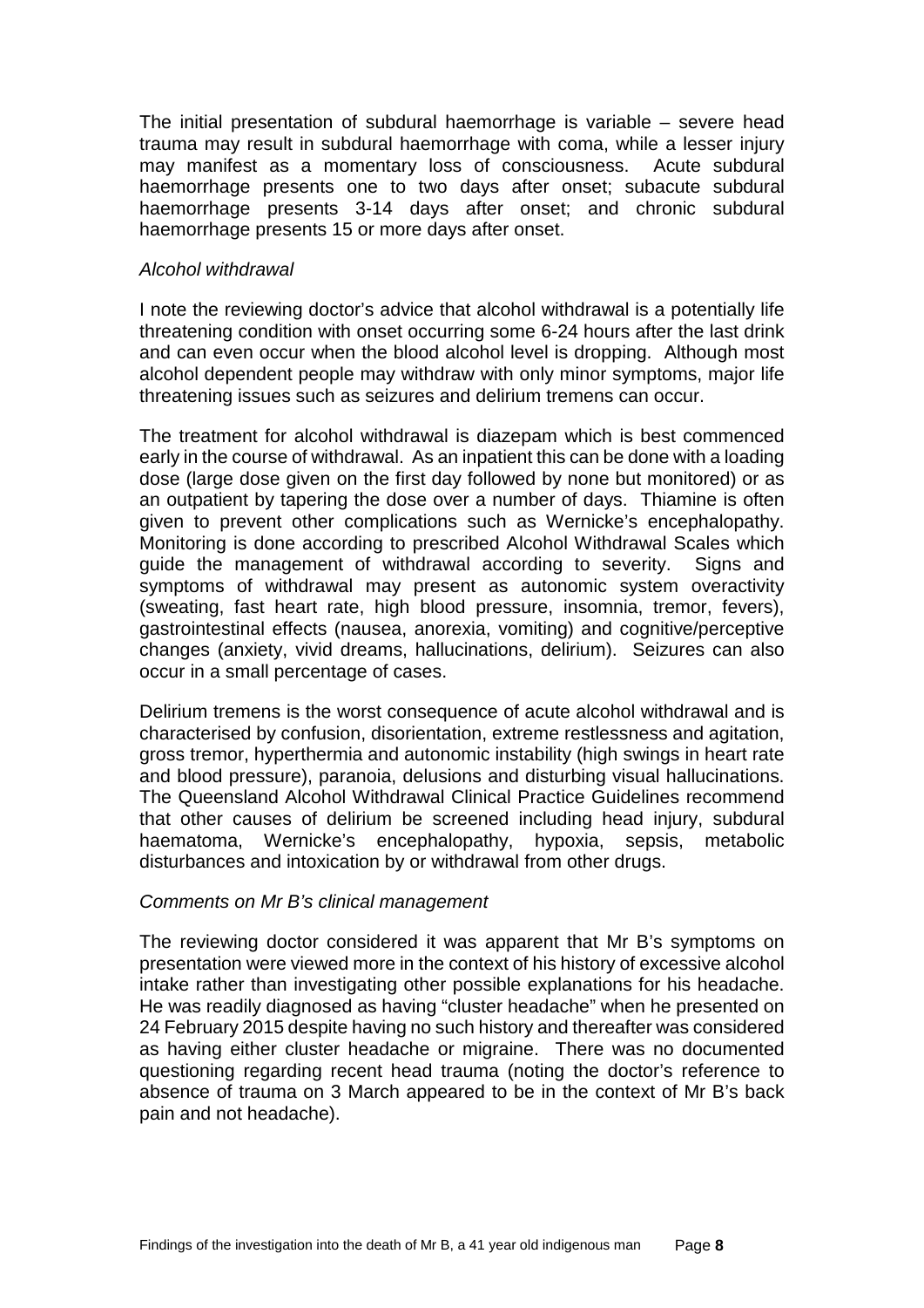The initial presentation of subdural haemorrhage is variable – severe head trauma may result in subdural haemorrhage with coma, while a lesser injury may manifest as a momentary loss of consciousness. Acute subdural haemorrhage presents one to two days after onset; subacute subdural haemorrhage presents 3-14 days after onset; and chronic subdural haemorrhage presents 15 or more days after onset.

*Alcohol withdrawal*

I note the reviewing doctor's advice that alcohol withdrawal is a potentially life threatening condition with onset occurring some 6-24 hours after the last drink and can even occur when the blood alcohol level is dropping. Although most alcohol dependent people may withdraw with only minor symptoms, major life threatening issues such as seizures and delirium tremens can occur.

The treatment for alcohol withdrawal is diazepam which is best commenced early in the course of withdrawal. As an inpatient this can be done with a loading dose (large dose given on the first day followed by none but monitored) or as an outpatient by tapering the dose over a number of days. Thiamine is often given to prevent other complications such as Wernicke's encephalopathy. Monitoring is done according to prescribed Alcohol Withdrawal Scales which guide the management of withdrawal according to severity. Signs and symptoms of withdrawal may present as autonomic system overactivity (sweating, fast heart rate, high blood pressure, insomnia, tremor, fevers), gastrointestinal effects (nausea, anorexia, vomiting) and cognitive/perceptive changes (anxiety, vivid dreams, hallucinations, delirium). Seizures can also occur in a small percentage of cases.

Delirium tremens is the worst consequence of acute alcohol withdrawal and is characterised by confusion, disorientation, extreme restlessness and agitation, gross tremor, hyperthermia and autonomic instability (high swings in heart rate and blood pressure), paranoia, delusions and disturbing visual hallucinations. The Queensland Alcohol Withdrawal Clinical Practice Guidelines recommend that other causes of delirium be screened including head injury, subdural haematoma, Wernicke's encephalopathy, hypoxia, sepsis, metabolic disturbances and intoxication by or withdrawal from other drugs.

*Comments on Mr B's clinical management*

The reviewing doctor considered it was apparent that Mr B's symptoms on presentation were viewed more in the context of his history of excessive alcohol intake rather than investigating other possible explanations for his headache. He was readily diagnosed as having "cluster headache" when he presented on 24 February 2015 despite having no such history and thereafter was considered as having either cluster headache or migraine. There was no documented questioning regarding recent head trauma (noting the doctor's reference to absence of trauma on 3 March appeared to be in the context of Mr B's back pain and not headache).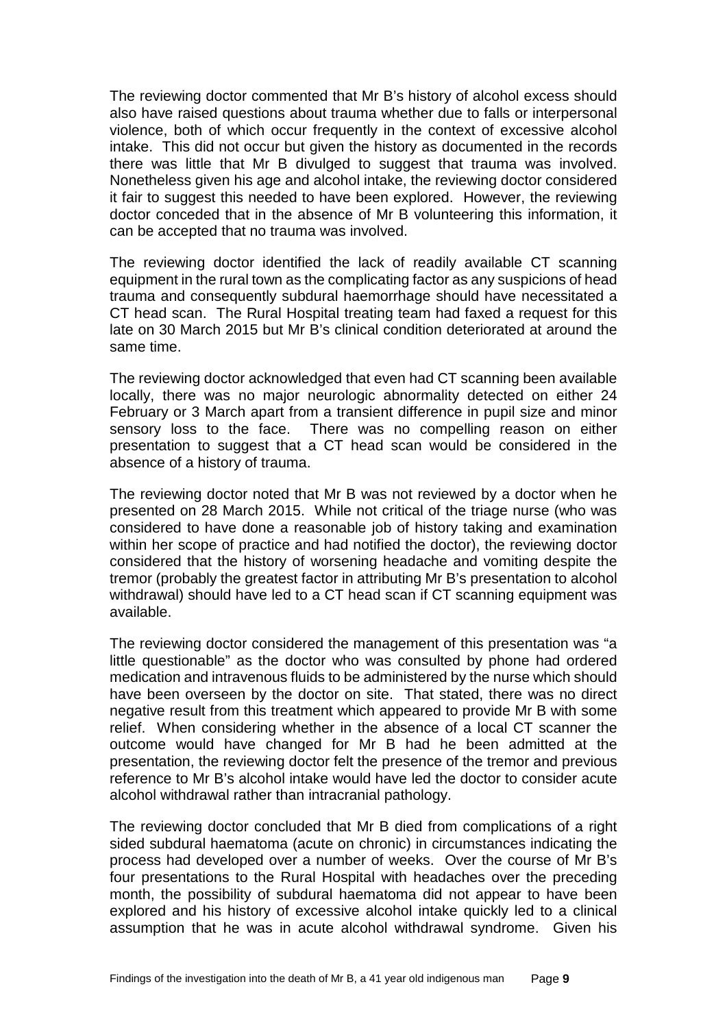The reviewing doctor commented that Mr B's history of alcohol excess should also have raised questions about trauma whether due to falls or interpersonal violence, both of which occur frequently in the context of excessive alcohol intake. This did not occur but given the history as documented in the records there was little that Mr B divulged to suggest that trauma was involved. Nonetheless given his age and alcohol intake, the reviewing doctor considered it fair to suggest this needed to have been explored. However, the reviewing doctor conceded that in the absence of Mr B volunteering this information, it can be accepted that no trauma was involved.

The reviewing doctor identified the lack of readily available CT scanning equipment in the rural town as the complicating factor as any suspicions of head trauma and consequently subdural haemorrhage should have necessitated a CT head scan. The Rural Hospital treating team had faxed a request for this late on 30 March 2015 but Mr B's clinical condition deteriorated at around the same time.

The reviewing doctor acknowledged that even had CT scanning been available locally, there was no major neurologic abnormality detected on either 24 February or 3 March apart from a transient difference in pupil size and minor sensory loss to the face. There was no compelling reason on either presentation to suggest that a CT head scan would be considered in the absence of a history of trauma.

The reviewing doctor noted that Mr B was not reviewed by a doctor when he presented on 28 March 2015. While not critical of the triage nurse (who was considered to have done a reasonable job of history taking and examination within her scope of practice and had notified the doctor), the reviewing doctor considered that the history of worsening headache and vomiting despite the tremor (probably the greatest factor in attributing Mr B's presentation to alcohol withdrawal) should have led to a CT head scan if CT scanning equipment was available.

The reviewing doctor considered the management of this presentation was "a little questionable" as the doctor who was consulted by phone had ordered medication and intravenous fluids to be administered by the nurse which should have been overseen by the doctor on site. That stated, there was no direct negative result from this treatment which appeared to provide Mr B with some relief. When considering whether in the absence of a local CT scanner the outcome would have changed for Mr B had he been admitted at the presentation, the reviewing doctor felt the presence of the tremor and previous reference to Mr B's alcohol intake would have led the doctor to consider acute alcohol withdrawal rather than intracranial pathology.

The reviewing doctor concluded that Mr B died from complications of a right sided subdural haematoma (acute on chronic) in circumstances indicating the process had developed over a number of weeks. Over the course of Mr B's four presentations to the Rural Hospital with headaches over the preceding month, the possibility of subdural haematoma did not appear to have been explored and his history of excessive alcohol intake quickly led to a clinical assumption that he was in acute alcohol withdrawal syndrome. Given his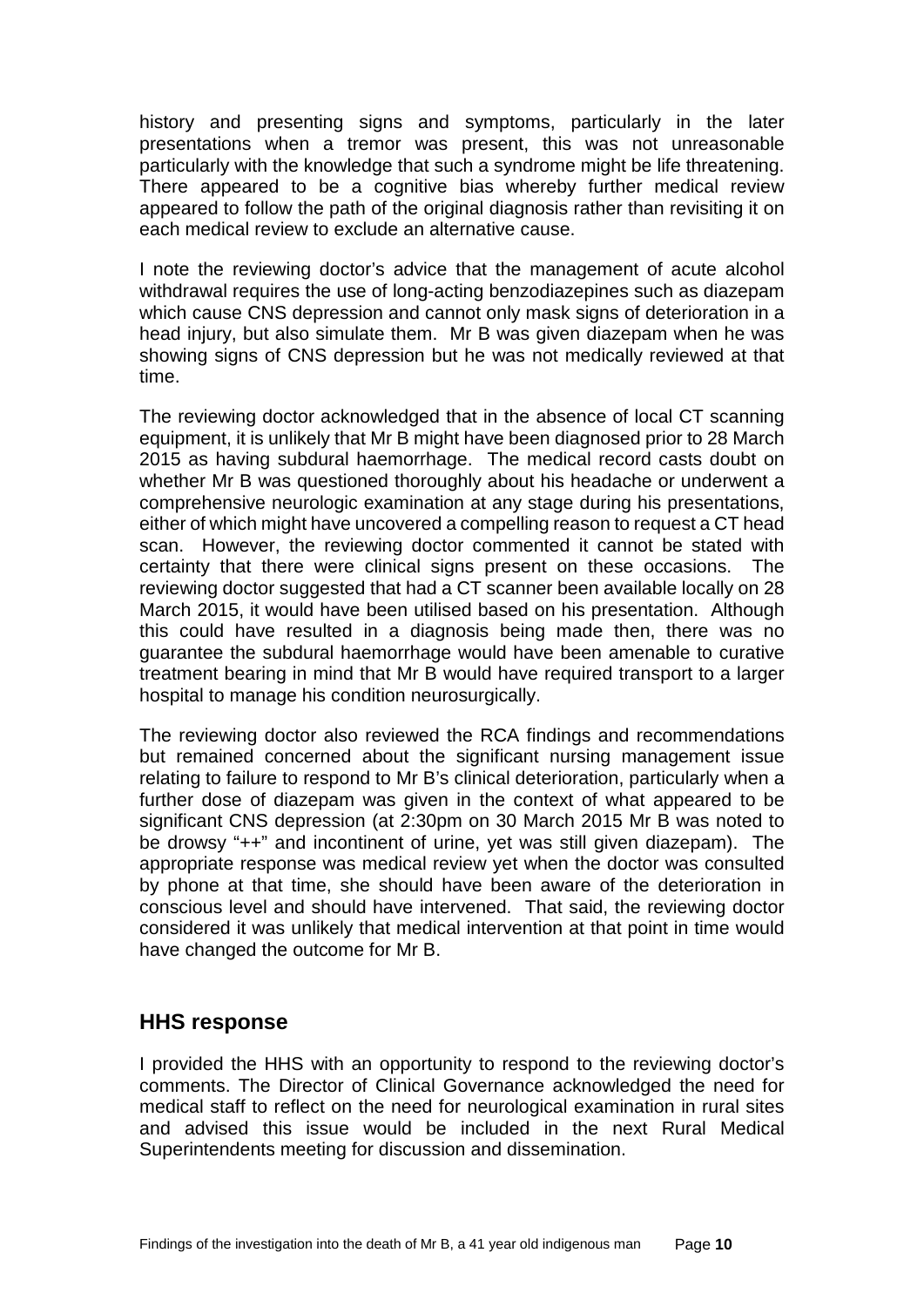history and presenting signs and symptoms, particularly in the later presentations when a tremor was present, this was not unreasonable particularly with the knowledge that such a syndrome might be life threatening. There appeared to be a cognitive bias whereby further medical review appeared to follow the path of the original diagnosis rather than revisiting it on each medical review to exclude an alternative cause.

I note the reviewing doctor's advice that the management of acute alcohol withdrawal requires the use of long-acting benzodiazepines such as diazepam which cause CNS depression and cannot only mask signs of deterioration in a head injury, but also simulate them. Mr B was given diazepam when he was showing signs of CNS depression but he was not medically reviewed at that time.

The reviewing doctor acknowledged that in the absence of local CT scanning equipment, it is unlikely that Mr B might have been diagnosed prior to 28 March 2015 as having subdural haemorrhage. The medical record casts doubt on whether Mr B was questioned thoroughly about his headache or underwent a comprehensive neurologic examination at any stage during his presentations, either of which might have uncovered a compelling reason to request a CT head scan. However, the reviewing doctor commented it cannot be stated with certainty that there were clinical signs present on these occasions. The reviewing doctor suggested that had a CT scanner been available locally on 28 March 2015, it would have been utilised based on his presentation. Although this could have resulted in a diagnosis being made then, there was no guarantee the subdural haemorrhage would have been amenable to curative treatment bearing in mind that Mr B would have required transport to a larger hospital to manage his condition neurosurgically.

The reviewing doctor also reviewed the RCA findings and recommendations but remained concerned about the significant nursing management issue relating to failure to respond to Mr B's clinical deterioration, particularly when a further dose of diazepam was given in the context of what appeared to be significant CNS depression (at 2:30pm on 30 March 2015 Mr B was noted to be drowsy "++" and incontinent of urine, yet was still given diazepam). The appropriate response was medical review yet when the doctor was consulted by phone at that time, she should have been aware of the deterioration in conscious level and should have intervened. That said, the reviewing doctor considered it was unlikely that medical intervention at that point in time would have changed the outcome for Mr B.

## HHS response

I provided the HHS with an opportunity to respond to the reviewing doctor's comments. The Director of Clinical Governance acknowledged the need for medical staff to reflect on the need for neurological examination in rural sites and advised this issue would be included in the next Rural Medical Superintendents meeting for discussion and dissemination.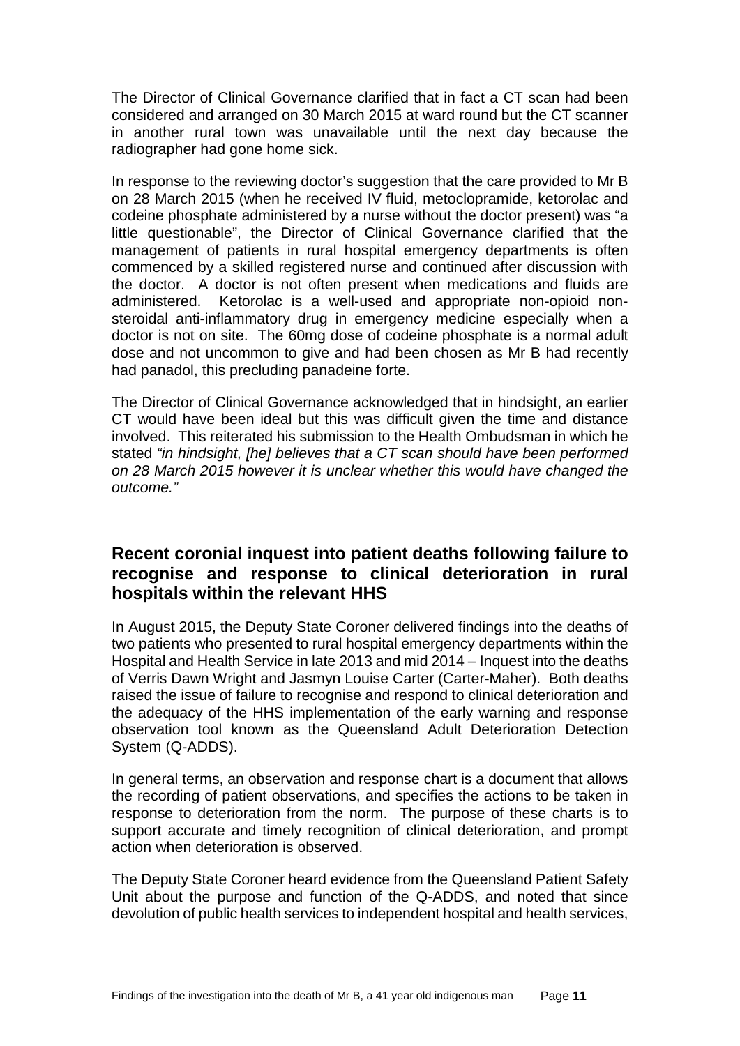The Director of Clinical Governance clarified that in fact a CT scan had been considered and arranged on 30 March 2015 at ward round but the CT scanner in another rural town was unavailable until the next day because the radiographer had gone home sick.

In response to the reviewing doctor's suggestion that the care provided to Mr B on 28 March 2015 (when he received IV fluid, metoclopramide, ketorolac and codeine phosphate administered by a nurse without the doctor present) was "a little questionable", the Director of Clinical Governance clarified that the management of patients in rural hospital emergency departments is often commenced by a skilled registered nurse and continued after discussion with the doctor. A doctor is not often present when medications and fluids are administered. Ketorolac is a well-used and appropriate non-opioid non-steroidal anti-inflammatory drug in emergency medicine especially when a doctor is not on site. The 60mg dose of codeine phosphate is a normal adult dose and not uncommon to give and had been chosen as Mr B had recently had panadol, this precluding panadeine forte.

The Director of Clinical Governance acknowledged that in hindsight, an earlier CT would have been ideal but this was difficult given the time and distance involved. This reiterated his submission to the Health Ombudsman in which he stated *"in hindsight, [he] believes that a CT scan should have been performed on 28 March 2015 however it is unclear whether this would have changed the outcome."*

## Recent coronial inquest into patient deaths following failure to recognise and response to clinical deterioration in rural hospitals within the relevant HHS

In August 2015, the Deputy State Coroner delivered findings into the deaths of two patients who presented to rural hospital emergency departments within the Hospital and Health Service in late 2013 and mid 2014 – Inquest into the deaths of Verris Dawn Wright and Jasmyn Louise Carter (Carter-Maher). Both deaths raised the issue of failure to recognise and respond to clinical deterioration and the adequacy of the HHS implementation of the early warning and response observation tool known as the Queensland Adult Deterioration Detection System (Q-ADDS).

In general terms, an observation and response chart is a document that allows the recording of patient observations, and specifies the actions to be taken in response to deterioration from the norm. The purpose of these charts is to support accurate and timely recognition of clinical deterioration, and prompt action when deterioration is observed.

The Deputy State Coroner heard evidence from the Queensland Patient Safety Unit about the purpose and function of the Q-ADDS, and noted that since devolution of public health services to independent hospital and health services,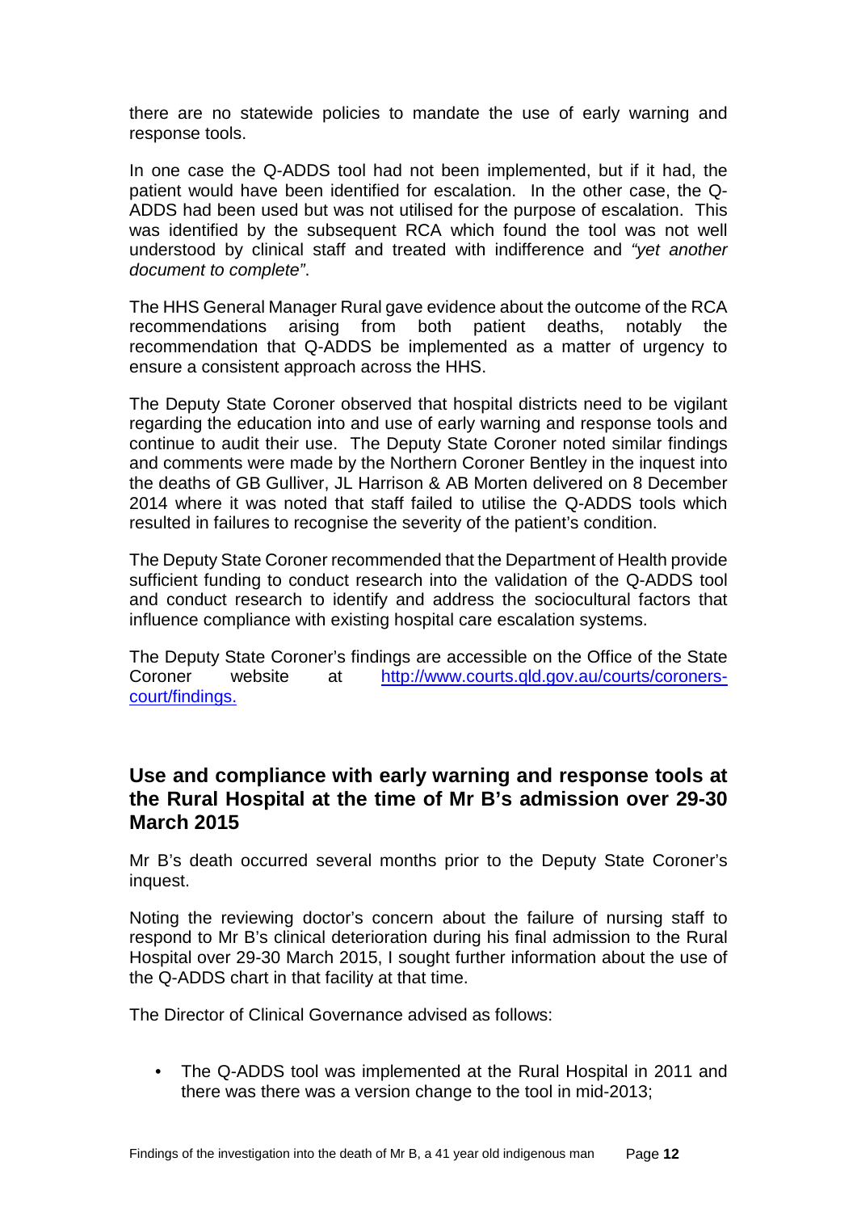there are no statewide policies to mandate the use of early warning and response tools.

In one case the Q-ADDS tool had not been implemented, but if it had, the patient would have been identified for escalation. In the other case, the Q-ADDS had been used but was not utilised for the purpose of escalation. This was identified by the subsequent RCA which found the tool was not well understood by clinical staff and treated with indifference and *"yet another document to complete"*.

The HHS General Manager Rural gave evidence about the outcome of the RCA recommendations arising from both patient deaths, notably the recommendation that Q-ADDS be implemented as a matter of urgency to ensure a consistent approach across the HHS.

The Deputy State Coroner observed that hospital districts need to be vigilant regarding the education into and use of early warning and response tools and continue to audit their use. The Deputy State Coroner noted similar findings and comments were made by the Northern Coroner Bentley in the inquest into the deaths of GB Gulliver, JL Harrison & AB Morten delivered on 8 December 2014 where it was noted that staff failed to utilise the Q-ADDS tools which resulted in failures to recognise the severity of the patient's condition.

The Deputy State Coroner recommended that the Department of Health provide sufficient funding to conduct research into the validation of the Q-ADDS tool and conduct research to identify and address the sociocultural factors that influence compliance with existing hospital care escalation systems.

The Deputy State Coroner's findings are accessible on the Office of the State Coroner website at [http://www.courts.qld.gov.au/courts/coroners-court/findings.](http://www.courts.qld.gov.au/courts/coroners-court/findings)

## Use and compliance with early warning and response tools at the Rural Hospital at the time of Mr B's admission over 29-30 March 2015

Mr B's death occurred several months prior to the Deputy State Coroner's inquest.

Noting the reviewing doctor's concern about the failure of nursing staff to respond to Mr B's clinical deterioration during his final admission to the Rural Hospital over 29-30 March 2015, I sought further information about the use of the Q-ADDS chart in that facility at that time.

The Director of Clinical Governance advised as follows:

- The Q-ADDS tool was implemented at the Rural Hospital in 2011 and there was there was a version change to the tool in mid-2013;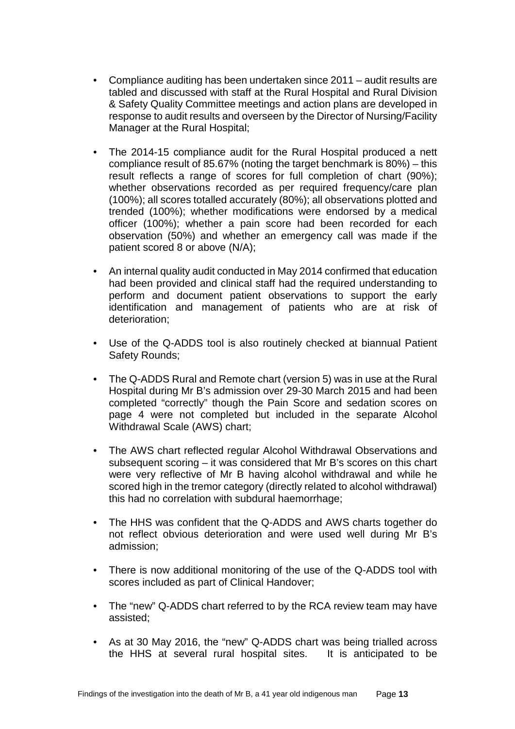- Compliance auditing has been undertaken since 2011 – audit results are tabled and discussed with staff at the Rural Hospital and Rural Division & Safety Quality Committee meetings and action plans are developed in response to audit results and overseen by the Director of Nursing/Facility Manager at the Rural Hospital;

- The 2014-15 compliance audit for the Rural Hospital produced a nett compliance result of 85.67% (noting the target benchmark is 80%) – this result reflects a range of scores for full completion of chart (90%); whether observations recorded as per required frequency/care plan (100%); all scores totalled accurately (80%); all observations plotted and trended (100%); whether modifications were endorsed by a medical officer (100%); whether a pain score had been recorded for each observation (50%) and whether an emergency call was made if the patient scored 8 or above (N/A);

- An internal quality audit conducted in May 2014 confirmed that education had been provided and clinical staff had the required understanding to perform and document patient observations to support the early identification and management of patients who are at risk of deterioration;

- Use of the Q-ADDS tool is also routinely checked at biannual Patient Safety Rounds;

- The Q-ADDS Rural and Remote chart (version 5) was in use at the Rural Hospital during Mr B's admission over 29-30 March 2015 and had been completed "correctly" though the Pain Score and sedation scores on page 4 were not completed but included in the separate Alcohol Withdrawal Scale (AWS) chart;

- The AWS chart reflected regular Alcohol Withdrawal Observations and subsequent scoring – it was considered that Mr B's scores on this chart were very reflective of Mr B having alcohol withdrawal and while he scored high in the tremor category (directly related to alcohol withdrawal) this had no correlation with subdural haemorrhage;

- The HHS was confident that the Q-ADDS and AWS charts together do not reflect obvious deterioration and were used well during Mr B's admission;

- There is now additional monitoring of the use of the Q-ADDS tool with scores included as part of Clinical Handover;

- The "new" Q-ADDS chart referred to by the RCA review team may have assisted;

- As at 30 May 2016, the "new" Q-ADDS chart was being trialled across the HHS at several rural hospital sites. It is anticipated to be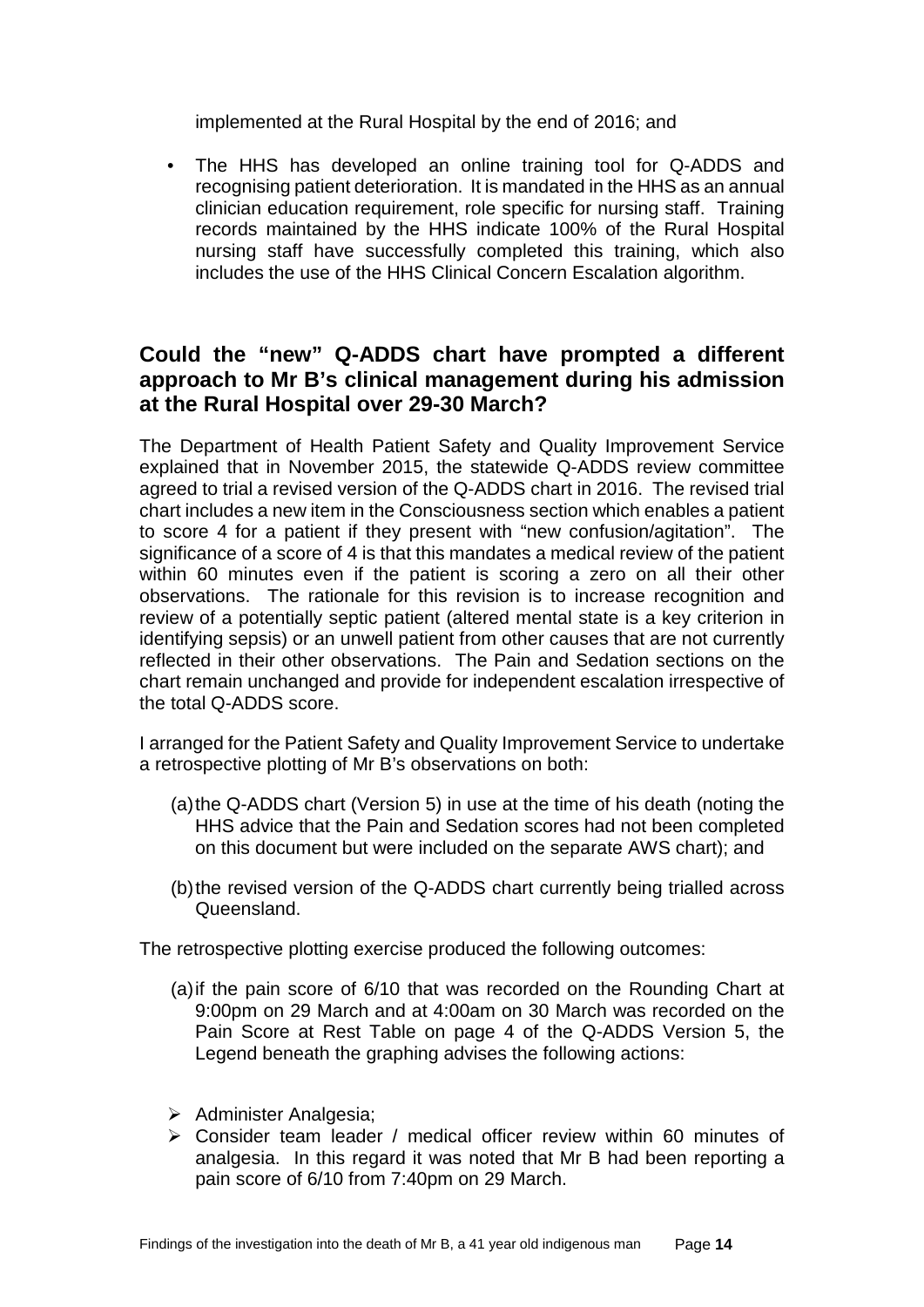implemented at the Rural Hospital by the end of 2016; and

- The HHS has developed an online training tool for Q-ADDS and recognising patient deterioration. It is mandated in the HHS as an annual clinician education requirement, role specific for nursing staff. Training records maintained by the HHS indicate 100% of the Rural Hospital nursing staff have successfully completed this training, which also includes the use of the HHS Clinical Concern Escalation algorithm.

## Could the "new" Q-ADDS chart have prompted a different approach to Mr B's clinical management during his admission at the Rural Hospital over 29-30 March?

The Department of Health Patient Safety and Quality Improvement Service explained that in November 2015, the statewide Q-ADDS review committee agreed to trial a revised version of the Q-ADDS chart in 2016. The revised trial chart includes a new item in the Consciousness section which enables a patient to score 4 for a patient if they present with "new confusion/agitation". The significance of a score of 4 is that this mandates a medical review of the patient within 60 minutes even if the patient is scoring a zero on all their other observations. The rationale for this revision is to increase recognition and review of a potentially septic patient (altered mental state is a key criterion in identifying sepsis) or an unwell patient from other causes that are not currently reflected in their other observations. The Pain and Sedation sections on the chart remain unchanged and provide for independent escalation irrespective of the total Q-ADDS score.

I arranged for the Patient Safety and Quality Improvement Service to undertake a retrospective plotting of Mr B's observations on both:

(a) the Q-ADDS chart (Version 5) in use at the time of his death (noting the HHS advice that the Pain and Sedation scores had not been completed on this document but were included on the separate AWS chart); and

(b) the revised version of the Q-ADDS chart currently being trialled across Queensland.

The retrospective plotting exercise produced the following outcomes:

(a) if the pain score of 6/10 that was recorded on the Rounding Chart at 9:00pm on 29 March and at 4:00am on 30 March was recorded on the Pain Score at Rest Table on page 4 of the Q-ADDS Version 5, the Legend beneath the graphing advises the following actions:

- Administer Analgesia;
- Consider team leader / medical officer review within 60 minutes of analgesia. In this regard it was noted that Mr B had been reporting a pain score of 6/10 from 7:40pm on 29 March.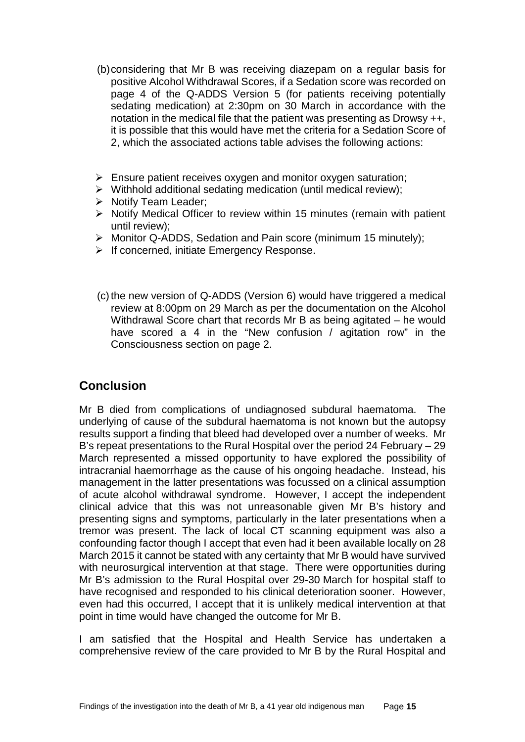(b) considering that Mr B was receiving diazepam on a regular basis for positive Alcohol Withdrawal Scores, if a Sedation score was recorded on page 4 of the Q-ADDS Version 5 (for patients receiving potentially sedating medication) at 2:30pm on 30 March in accordance with the notation in the medical file that the patient was presenting as Drowsy ++, it is possible that this would have met the criteria for a Sedation Score of 2, which the associated actions table advises the following actions:

- Ensure patient receives oxygen and monitor oxygen saturation;
- Withhold additional sedating medication (until medical review);
- Notify Team Leader;
- Notify Medical Officer to review within 15 minutes (remain with patient until review);
- Monitor Q-ADDS, Sedation and Pain score (minimum 15 minutely);
- If concerned, initiate Emergency Response.

(c) the new version of Q-ADDS (Version 6) would have triggered a medical review at 8:00pm on 29 March as per the documentation on the Alcohol Withdrawal Score chart that records Mr B as being agitated – he would have scored a 4 in the "New confusion / agitation row" in the Consciousness section on page 2.

## Conclusion

Mr B died from complications of undiagnosed subdural haematoma. The underlying of cause of the subdural haematoma is not known but the autopsy results support a finding that bleed had developed over a number of weeks. Mr B's repeat presentations to the Rural Hospital over the period 24 February – 29 March represented a missed opportunity to have explored the possibility of intracranial haemorrhage as the cause of his ongoing headache. Instead, his management in the latter presentations was focussed on a clinical assumption of acute alcohol withdrawal syndrome. However, I accept the independent clinical advice that this was not unreasonable given Mr B's history and presenting signs and symptoms, particularly in the later presentations when a tremor was present. The lack of local CT scanning equipment was also a confounding factor though I accept that even had it been available locally on 28 March 2015 it cannot be stated with any certainty that Mr B would have survived with neurosurgical intervention at that stage. There were opportunities during Mr B's admission to the Rural Hospital over 29-30 March for hospital staff to have recognised and responded to his clinical deterioration sooner. However, even had this occurred, I accept that it is unlikely medical intervention at that point in time would have changed the outcome for Mr B.

I am satisfied that the Hospital and Health Service has undertaken a comprehensive review of the care provided to Mr B by the Rural Hospital and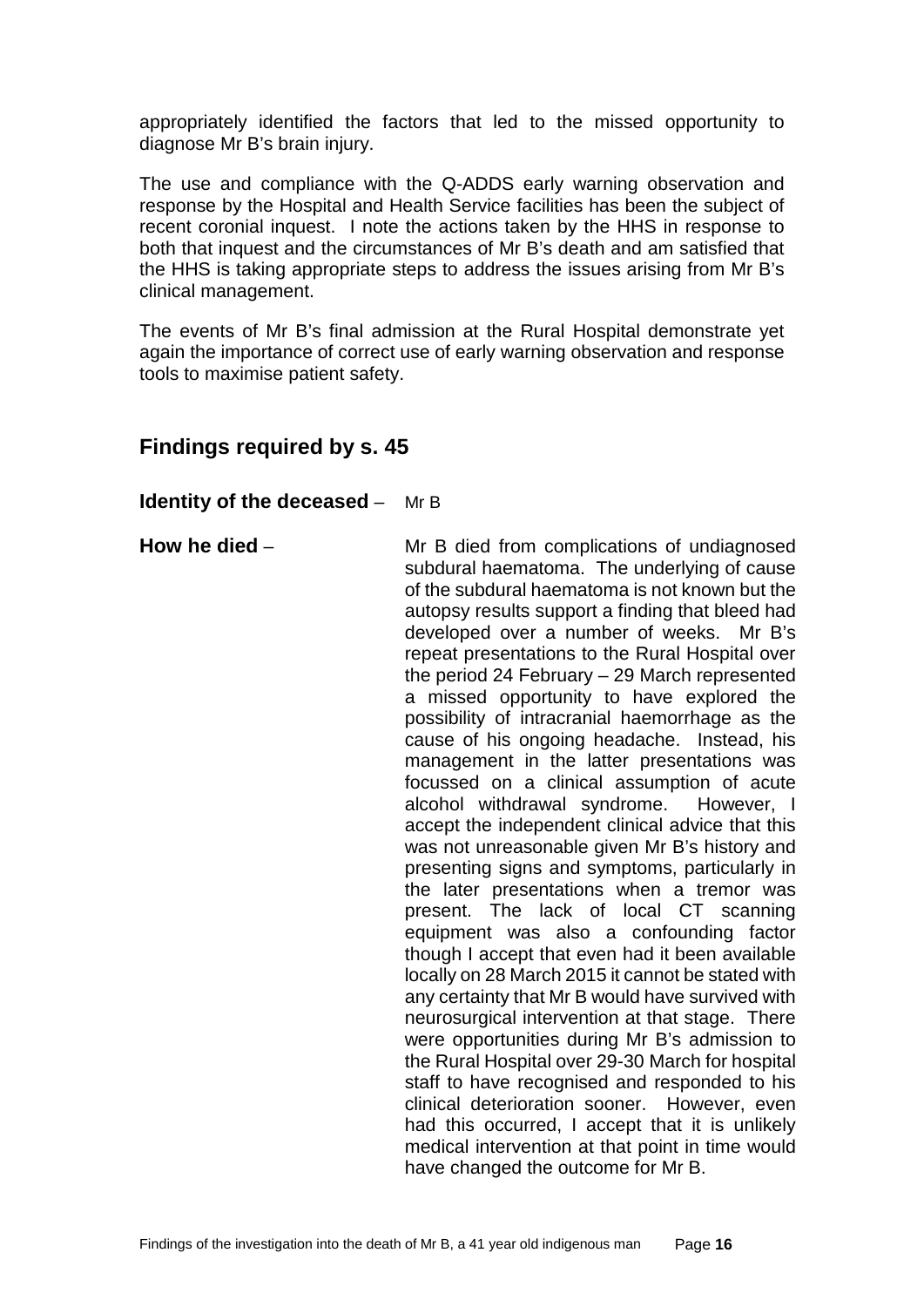appropriately identified the factors that led to the missed opportunity to diagnose Mr B's brain injury.

The use and compliance with the Q-ADDS early warning observation and response by the Hospital and Health Service facilities has been the subject of recent coronial inquest. I note the actions taken by the HHS in response to both that inquest and the circumstances of Mr B's death and am satisfied that the HHS is taking appropriate steps to address the issues arising from Mr B's clinical management.

The events of Mr B's final admission at the Rural Hospital demonstrate yet again the importance of correct use of early warning observation and response tools to maximise patient safety.

## Findings required by s. 45

**Identity of the deceased** – Mr B

**How he died** – Mr B died from complications of undiagnosed subdural haematoma. The underlying of cause of the subdural haematoma is not known but the autopsy results support a finding that bleed had developed over a number of weeks. Mr B's repeat presentations to the Rural Hospital over the period 24 February – 29 March represented a missed opportunity to have explored the possibility of intracranial haemorrhage as the cause of his ongoing headache. Instead, his management in the latter presentations was focussed on a clinical assumption of acute alcohol withdrawal syndrome. However, I accept the independent clinical advice that this was not unreasonable given Mr B's history and presenting signs and symptoms, particularly in the later presentations when a tremor was present. The lack of local CT scanning equipment was also a confounding factor though I accept that even had it been available locally on 28 March 2015 it cannot be stated with any certainty that Mr B would have survived with neurosurgical intervention at that stage. There were opportunities during Mr B's admission to the Rural Hospital over 29-30 March for hospital staff to have recognised and responded to his clinical deterioration sooner. However, even had this occurred, I accept that it is unlikely medical intervention at that point in time would have changed the outcome for Mr B.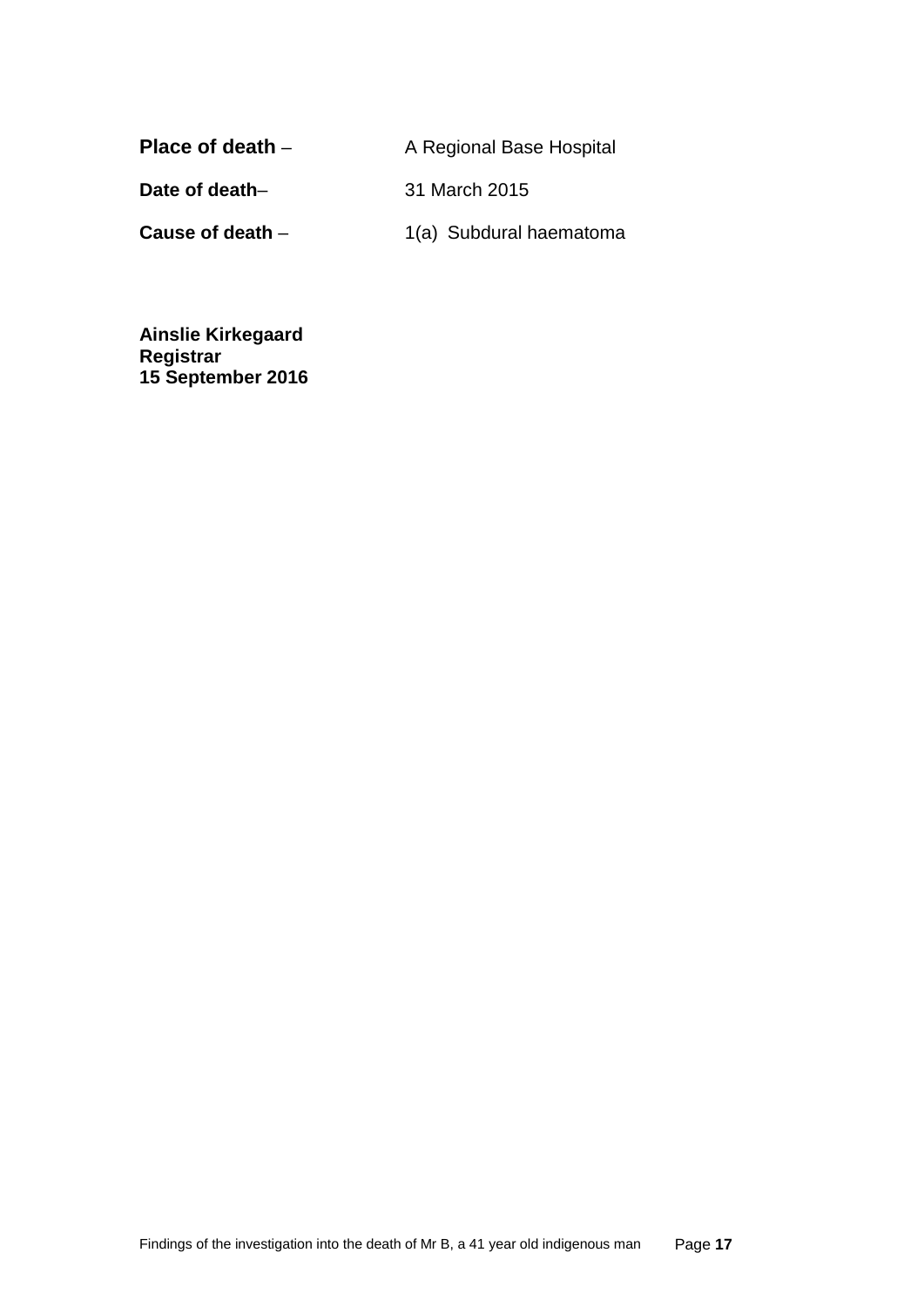**Place of death** – A Regional Base Hospital

**Date of death**– 31 March 2015

**Cause of death** – 1(a) Subdural haematoma

**Ainslie Kirkegaard**
**Registrar**
**15 September 2016**